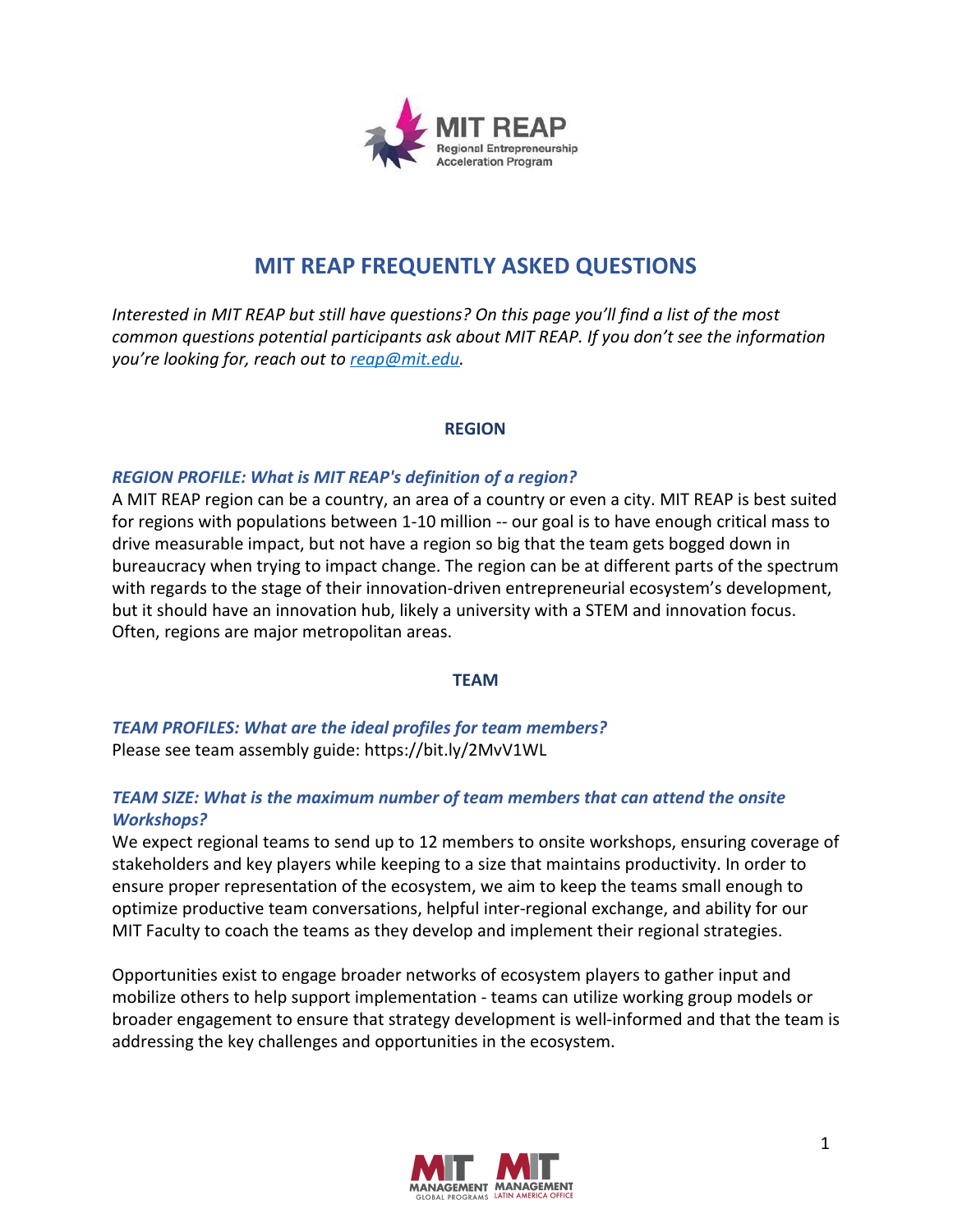# MIT REAP FREQUENTLY ASKED QUESTIONS

*Interested in MIT REAP but still have questions? On this page you'll find a list of the most common questions potential participants ask about MIT REAP. If you don't see the information you're looking for, reach out to [reap@mit.edu](mailto:reap@mit.edu).*

## REGION

### *REGION PROFILE: What is MIT REAP's definition of a region?*

A MIT REAP region can be a country, an area of a country or even a city. MIT REAP is best suited for regions with populations between 1-10 million -- our goal is to have enough critical mass to drive measurable impact, but not have a region so big that the team gets bogged down in bureaucracy when trying to impact change. The region can be at different parts of the spectrum with regards to the stage of their innovation-driven entrepreneurial ecosystem's development, but it should have an innovation hub, likely a university with a STEM and innovation focus. Often, regions are major metropolitan areas.

## TEAM

### *TEAM PROFILES: What are the ideal profiles for team members?*

Please see team assembly guide: https://bit.ly/2MvV1WL

### *TEAM SIZE: What is the maximum number of team members that can attend the onsite Workshops?*

We expect regional teams to send up to 12 members to onsite workshops, ensuring coverage of stakeholders and key players while keeping to a size that maintains productivity. In order to ensure proper representation of the ecosystem, we aim to keep the teams small enough to optimize productive team conversations, helpful inter-regional exchange, and ability for our MIT Faculty to coach the teams as they develop and implement their regional strategies.

Opportunities exist to engage broader networks of ecosystem players to gather input and mobilize others to help support implementation - teams can utilize working group models or broader engagement to ensure that strategy development is well-informed and that the team is addressing the key challenges and opportunities in the ecosystem.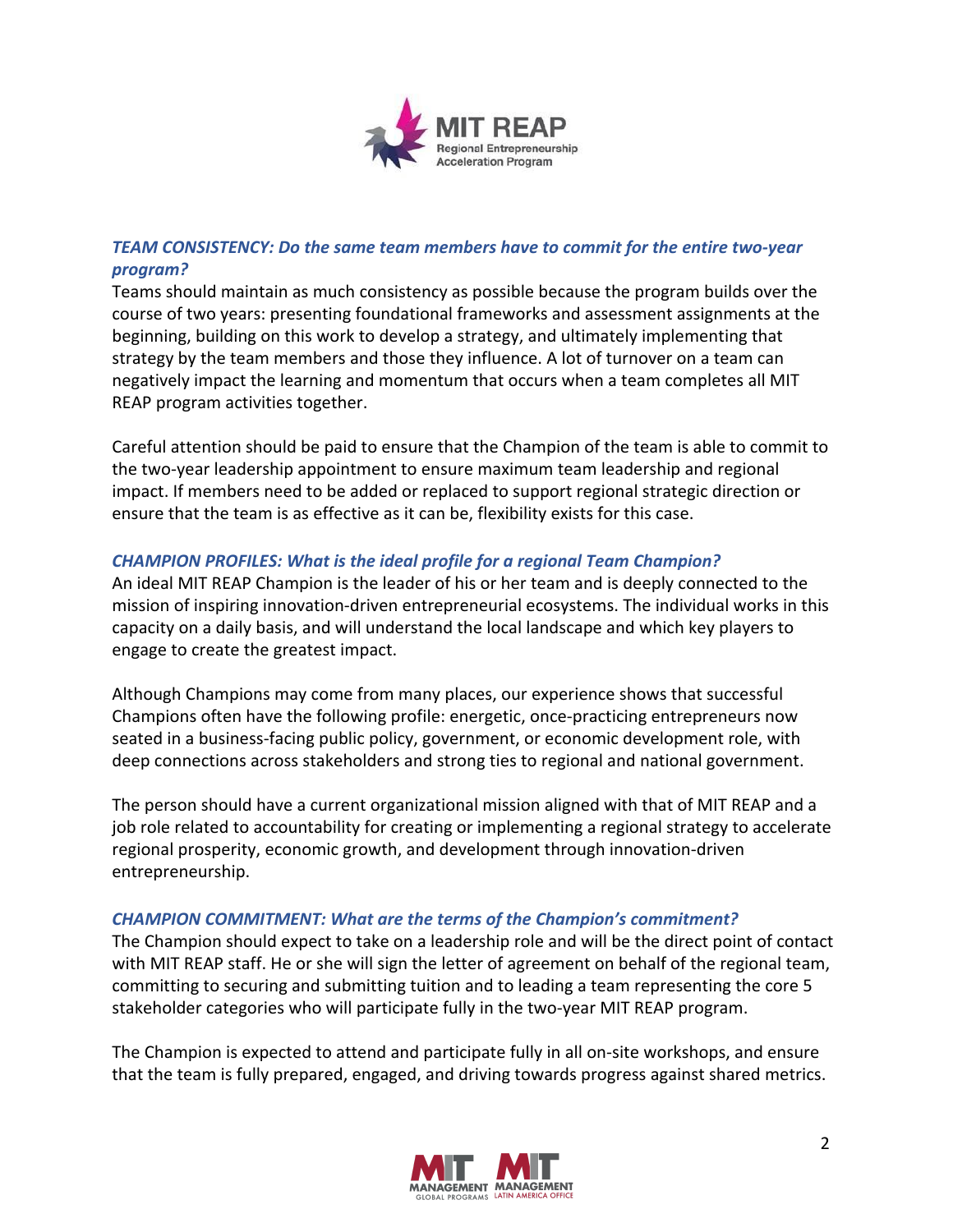***TEAM CONSISTENCY: Do the same team members have to commit for the entire two-year program?***

Teams should maintain as much consistency as possible because the program builds over the course of two years: presenting foundational frameworks and assessment assignments at the beginning, building on this work to develop a strategy, and ultimately implementing that strategy by the team members and those they influence. A lot of turnover on a team can negatively impact the learning and momentum that occurs when a team completes all MIT REAP program activities together.

Careful attention should be paid to ensure that the Champion of the team is able to commit to the two-year leadership appointment to ensure maximum team leadership and regional impact. If members need to be added or replaced to support regional strategic direction or ensure that the team is as effective as it can be, flexibility exists for this case.

***CHAMPION PROFILES: What is the ideal profile for a regional Team Champion?***

An ideal MIT REAP Champion is the leader of his or her team and is deeply connected to the mission of inspiring innovation-driven entrepreneurial ecosystems. The individual works in this capacity on a daily basis, and will understand the local landscape and which key players to engage to create the greatest impact.

Although Champions may come from many places, our experience shows that successful Champions often have the following profile: energetic, once-practicing entrepreneurs now seated in a business-facing public policy, government, or economic development role, with deep connections across stakeholders and strong ties to regional and national government.

The person should have a current organizational mission aligned with that of MIT REAP and a job role related to accountability for creating or implementing a regional strategy to accelerate regional prosperity, economic growth, and development through innovation-driven entrepreneurship.

***CHAMPION COMMITMENT: What are the terms of the Champion's commitment?***

The Champion should expect to take on a leadership role and will be the direct point of contact with MIT REAP staff. He or she will sign the letter of agreement on behalf of the regional team, committing to securing and submitting tuition and to leading a team representing the core 5 stakeholder categories who will participate fully in the two-year MIT REAP program.

The Champion is expected to attend and participate fully in all on-site workshops, and ensure that the team is fully prepared, engaged, and driving towards progress against shared metrics.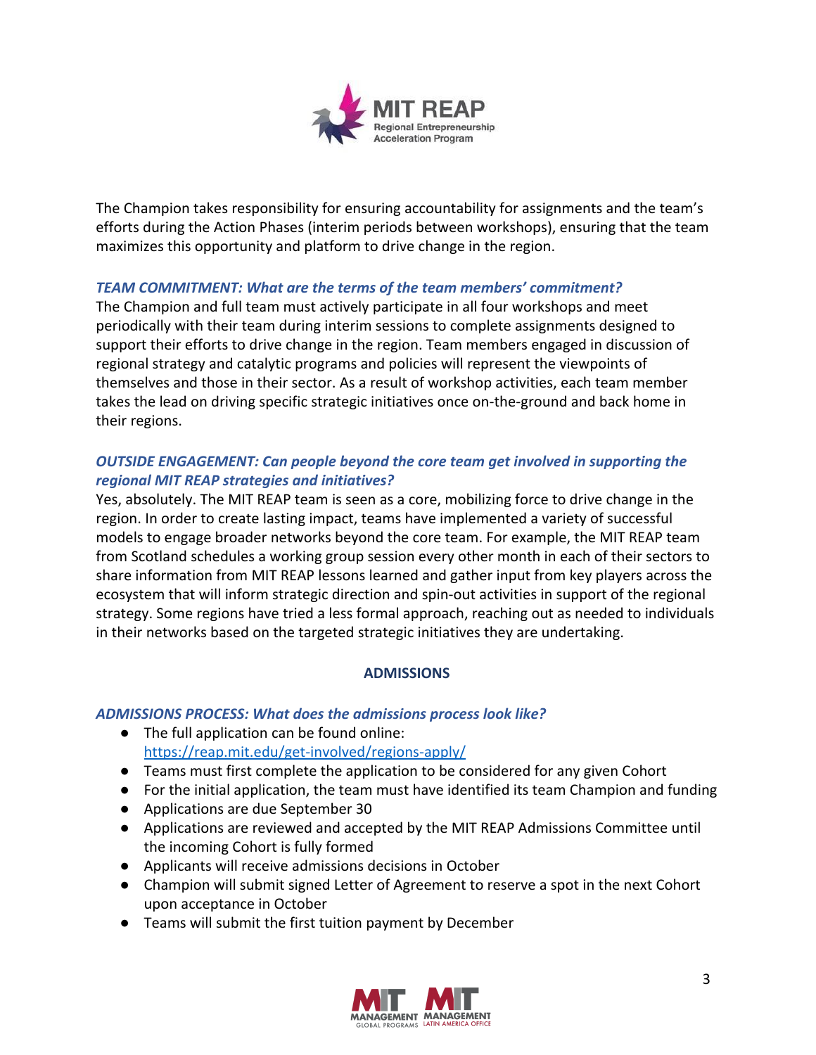The Champion takes responsibility for ensuring accountability for assignments and the team's efforts during the Action Phases (interim periods between workshops), ensuring that the team maximizes this opportunity and platform to drive change in the region.

***TEAM COMMITMENT: What are the terms of the team members' commitment?***

The Champion and full team must actively participate in all four workshops and meet periodically with their team during interim sessions to complete assignments designed to support their efforts to drive change in the region. Team members engaged in discussion of regional strategy and catalytic programs and policies will represent the viewpoints of themselves and those in their sector. As a result of workshop activities, each team member takes the lead on driving specific strategic initiatives once on-the-ground and back home in their regions.

***OUTSIDE ENGAGEMENT: Can people beyond the core team get involved in supporting the regional MIT REAP strategies and initiatives?***

Yes, absolutely. The MIT REAP team is seen as a core, mobilizing force to drive change in the region. In order to create lasting impact, teams have implemented a variety of successful models to engage broader networks beyond the core team. For example, the MIT REAP team from Scotland schedules a working group session every other month in each of their sectors to share information from MIT REAP lessons learned and gather input from key players across the ecosystem that will inform strategic direction and spin-out activities in support of the regional strategy. Some regions have tried a less formal approach, reaching out as needed to individuals in their networks based on the targeted strategic initiatives they are undertaking.

## ADMISSIONS

***ADMISSIONS PROCESS: What does the admissions process look like?***

- The full application can be found online: [https://reap.mit.edu/get-involved/regions-apply/](https://reap.mit.edu/get-involved/regions-apply/)
- Teams must first complete the application to be considered for any given Cohort
- For the initial application, the team must have identified its team Champion and funding
- Applications are due September 30
- Applications are reviewed and accepted by the MIT REAP Admissions Committee until the incoming Cohort is fully formed
- Applicants will receive admissions decisions in October
- Champion will submit signed Letter of Agreement to reserve a spot in the next Cohort upon acceptance in October
- Teams will submit the first tuition payment by December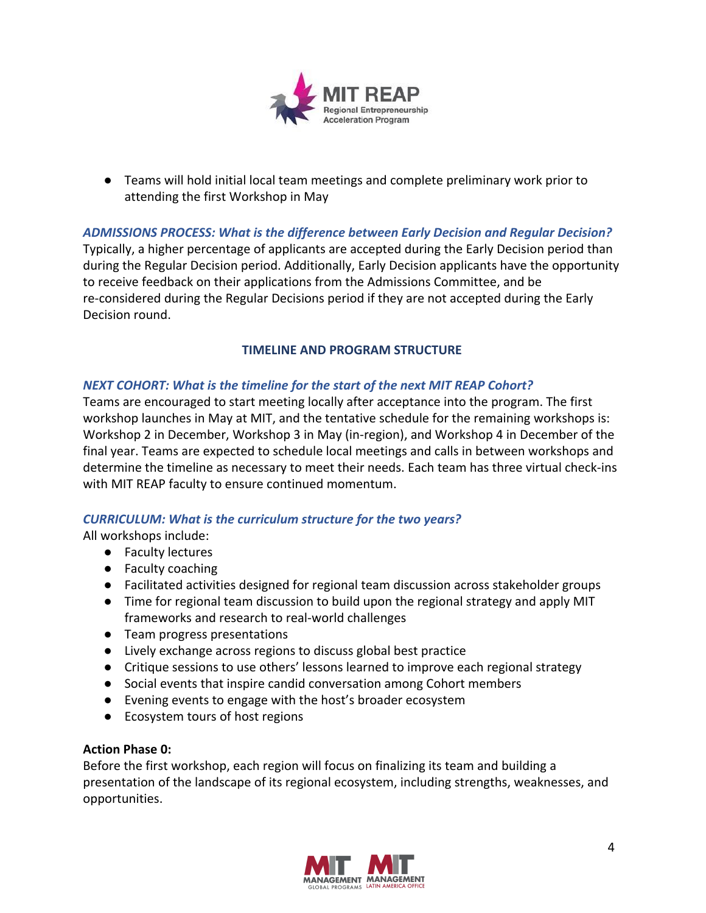- Teams will hold initial local team meetings and complete preliminary work prior to attending the first Workshop in May

***ADMISSIONS PROCESS: What is the difference between Early Decision and Regular Decision?***
Typically, a higher percentage of applicants are accepted during the Early Decision period than during the Regular Decision period. Additionally, Early Decision applicants have the opportunity to receive feedback on their applications from the Admissions Committee, and be re-considered during the Regular Decisions period if they are not accepted during the Early Decision round.

## TIMELINE AND PROGRAM STRUCTURE

***NEXT COHORT: What is the timeline for the start of the next MIT REAP Cohort?***
Teams are encouraged to start meeting locally after acceptance into the program. The first workshop launches in May at MIT, and the tentative schedule for the remaining workshops is: Workshop 2 in December, Workshop 3 in May (in-region), and Workshop 4 in December of the final year. Teams are expected to schedule local meetings and calls in between workshops and determine the timeline as necessary to meet their needs. Each team has three virtual check-ins with MIT REAP faculty to ensure continued momentum.

***CURRICULUM: What is the curriculum structure for the two years?***
All workshops include:

- Faculty lectures
- Faculty coaching
- Facilitated activities designed for regional team discussion across stakeholder groups
- Time for regional team discussion to build upon the regional strategy and apply MIT frameworks and research to real-world challenges
- Team progress presentations
- Lively exchange across regions to discuss global best practice
- Critique sessions to use others' lessons learned to improve each regional strategy
- Social events that inspire candid conversation among Cohort members
- Evening events to engage with the host's broader ecosystem
- Ecosystem tours of host regions

**Action Phase 0:**
Before the first workshop, each region will focus on finalizing its team and building a presentation of the landscape of its regional ecosystem, including strengths, weaknesses, and opportunities.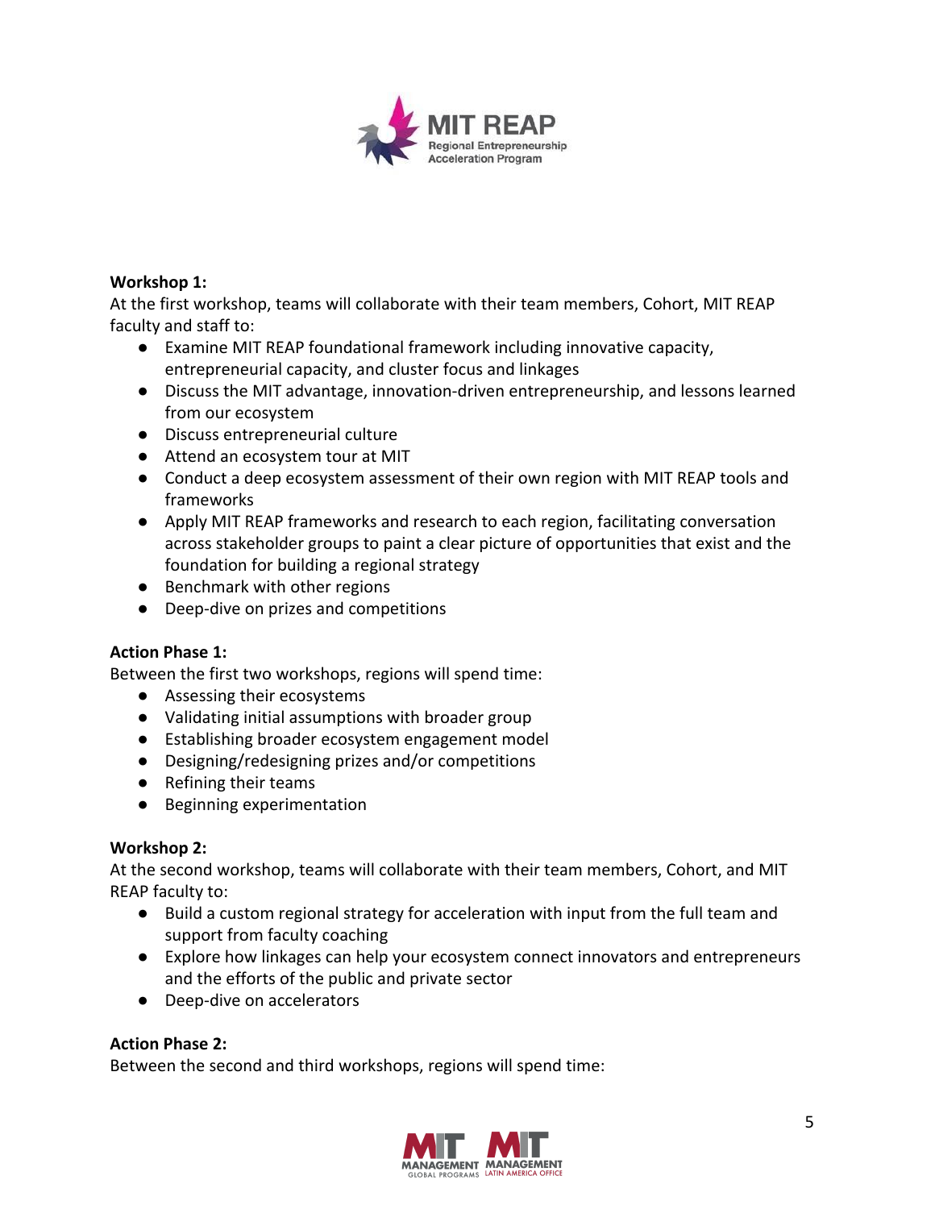**Workshop 1:**

At the first workshop, teams will collaborate with their team members, Cohort, MIT REAP faculty and staff to:

- Examine MIT REAP foundational framework including innovative capacity, entrepreneurial capacity, and cluster focus and linkages
- Discuss the MIT advantage, innovation-driven entrepreneurship, and lessons learned from our ecosystem
- Discuss entrepreneurial culture
- Attend an ecosystem tour at MIT
- Conduct a deep ecosystem assessment of their own region with MIT REAP tools and frameworks
- Apply MIT REAP frameworks and research to each region, facilitating conversation across stakeholder groups to paint a clear picture of opportunities that exist and the foundation for building a regional strategy
- Benchmark with other regions
- Deep-dive on prizes and competitions

**Action Phase 1:**

Between the first two workshops, regions will spend time:

- Assessing their ecosystems
- Validating initial assumptions with broader group
- Establishing broader ecosystem engagement model
- Designing/redesigning prizes and/or competitions
- Refining their teams
- Beginning experimentation

**Workshop 2:**

At the second workshop, teams will collaborate with their team members, Cohort, and MIT REAP faculty to:

- Build a custom regional strategy for acceleration with input from the full team and support from faculty coaching
- Explore how linkages can help your ecosystem connect innovators and entrepreneurs and the efforts of the public and private sector
- Deep-dive on accelerators

**Action Phase 2:**

Between the second and third workshops, regions will spend time: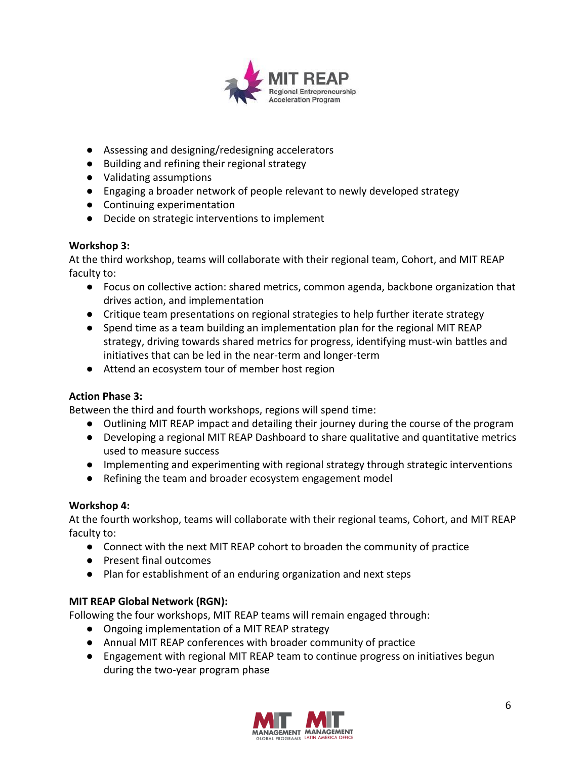- Assessing and designing/redesigning accelerators
- Building and refining their regional strategy
- Validating assumptions
- Engaging a broader network of people relevant to newly developed strategy
- Continuing experimentation
- Decide on strategic interventions to implement

**Workshop 3:**
At the third workshop, teams will collaborate with their regional team, Cohort, and MIT REAP faculty to:

- Focus on collective action: shared metrics, common agenda, backbone organization that drives action, and implementation
- Critique team presentations on regional strategies to help further iterate strategy
- Spend time as a team building an implementation plan for the regional MIT REAP strategy, driving towards shared metrics for progress, identifying must-win battles and initiatives that can be led in the near-term and longer-term
- Attend an ecosystem tour of member host region

**Action Phase 3:**
Between the third and fourth workshops, regions will spend time:

- Outlining MIT REAP impact and detailing their journey during the course of the program
- Developing a regional MIT REAP Dashboard to share qualitative and quantitative metrics used to measure success
- Implementing and experimenting with regional strategy through strategic interventions
- Refining the team and broader ecosystem engagement model

**Workshop 4:**
At the fourth workshop, teams will collaborate with their regional teams, Cohort, and MIT REAP faculty to:

- Connect with the next MIT REAP cohort to broaden the community of practice
- Present final outcomes
- Plan for establishment of an enduring organization and next steps

**MIT REAP Global Network (RGN):**
Following the four workshops, MIT REAP teams will remain engaged through:

- Ongoing implementation of a MIT REAP strategy
- Annual MIT REAP conferences with broader community of practice
- Engagement with regional MIT REAP team to continue progress on initiatives begun during the two-year program phase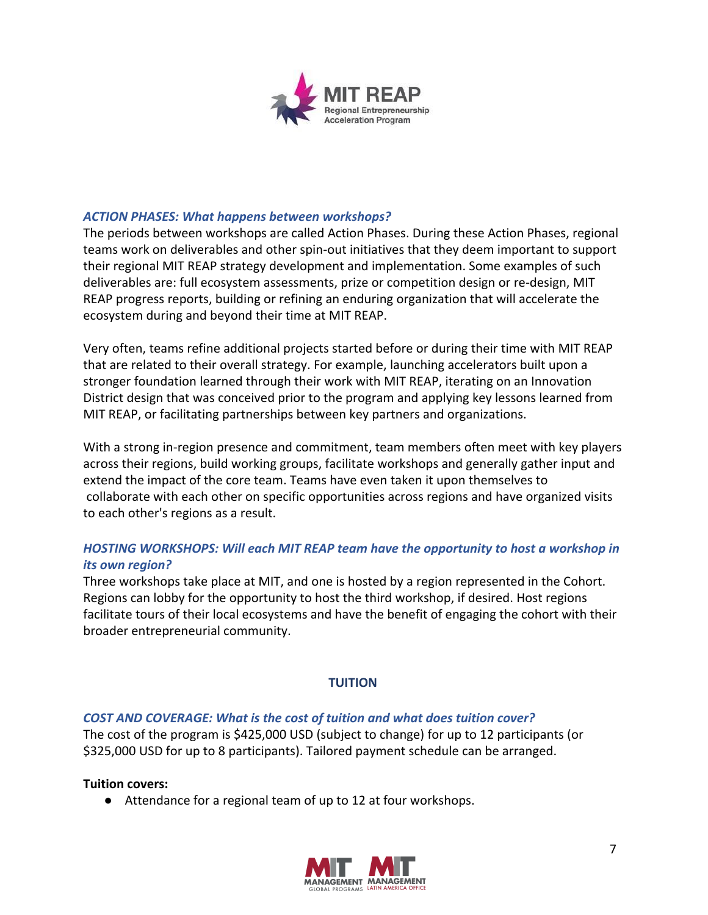***ACTION PHASES: What happens between workshops?***

The periods between workshops are called Action Phases. During these Action Phases, regional teams work on deliverables and other spin-out initiatives that they deem important to support their regional MIT REAP strategy development and implementation. Some examples of such deliverables are: full ecosystem assessments, prize or competition design or re-design, MIT REAP progress reports, building or refining an enduring organization that will accelerate the ecosystem during and beyond their time at MIT REAP.

Very often, teams refine additional projects started before or during their time with MIT REAP that are related to their overall strategy. For example, launching accelerators built upon a stronger foundation learned through their work with MIT REAP, iterating on an Innovation District design that was conceived prior to the program and applying key lessons learned from MIT REAP, or facilitating partnerships between key partners and organizations.

With a strong in-region presence and commitment, team members often meet with key players across their regions, build working groups, facilitate workshops and generally gather input and extend the impact of the core team. Teams have even taken it upon themselves to collaborate with each other on specific opportunities across regions and have organized visits to each other's regions as a result.

***HOSTING WORKSHOPS: Will each MIT REAP team have the opportunity to host a workshop in its own region?***

Three workshops take place at MIT, and one is hosted by a region represented in the Cohort. Regions can lobby for the opportunity to host the third workshop, if desired. Host regions facilitate tours of their local ecosystems and have the benefit of engaging the cohort with their broader entrepreneurial community.

## TUITION

***COST AND COVERAGE: What is the cost of tuition and what does tuition cover?***

The cost of the program is $425,000 USD (subject to change) for up to 12 participants (or $325,000 USD for up to 8 participants). Tailored payment schedule can be arranged.

**Tuition covers:**

- Attendance for a regional team of up to 12 at four workshops.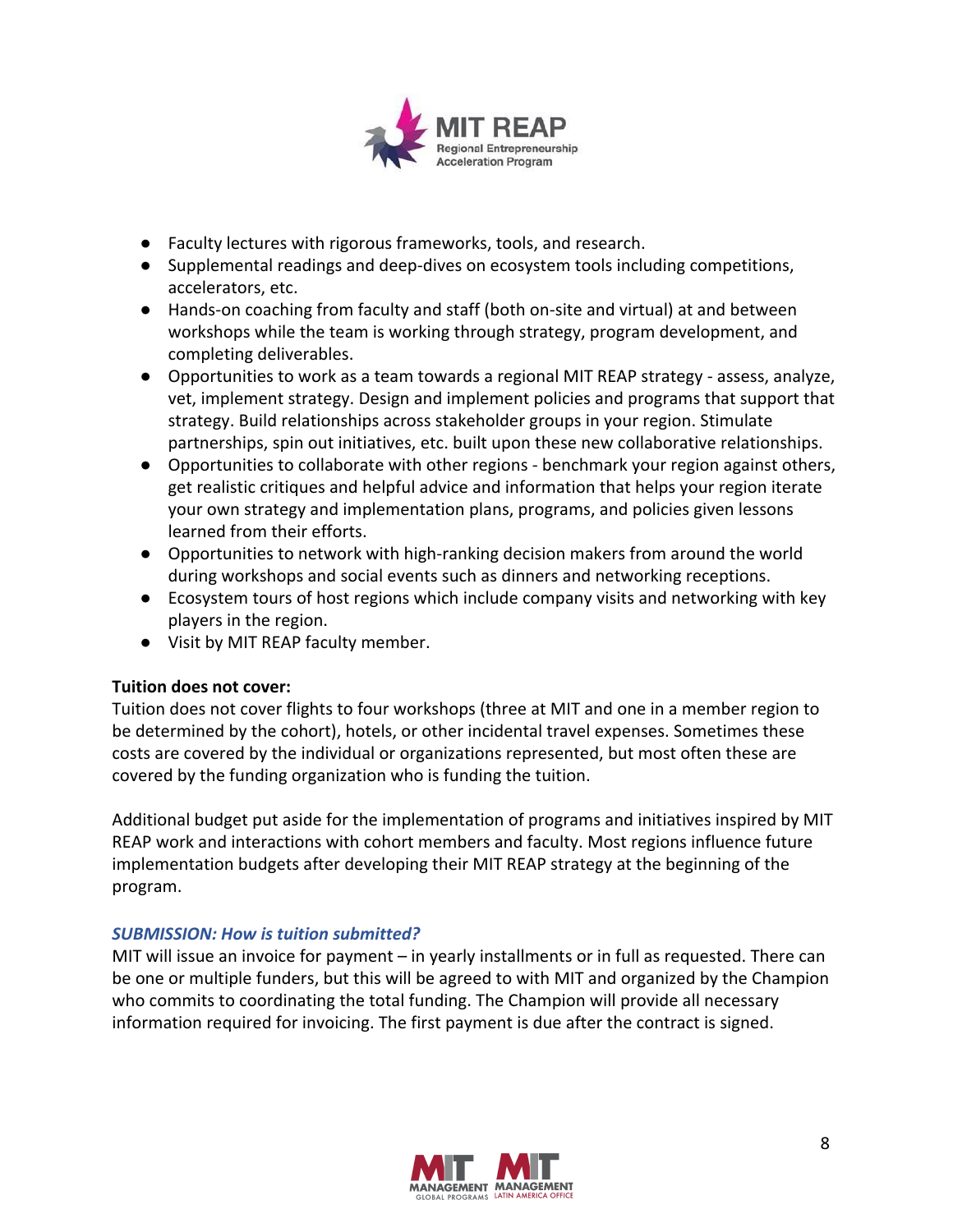- Faculty lectures with rigorous frameworks, tools, and research.
- Supplemental readings and deep-dives on ecosystem tools including competitions, accelerators, etc.
- Hands-on coaching from faculty and staff (both on-site and virtual) at and between workshops while the team is working through strategy, program development, and completing deliverables.
- Opportunities to work as a team towards a regional MIT REAP strategy - assess, analyze, vet, implement strategy. Design and implement policies and programs that support that strategy. Build relationships across stakeholder groups in your region. Stimulate partnerships, spin out initiatives, etc. built upon these new collaborative relationships.
- Opportunities to collaborate with other regions - benchmark your region against others, get realistic critiques and helpful advice and information that helps your region iterate your own strategy and implementation plans, programs, and policies given lessons learned from their efforts.
- Opportunities to network with high-ranking decision makers from around the world during workshops and social events such as dinners and networking receptions.
- Ecosystem tours of host regions which include company visits and networking with key players in the region.
- Visit by MIT REAP faculty member.

**Tuition does not cover:**
Tuition does not cover flights to four workshops (three at MIT and one in a member region to be determined by the cohort), hotels, or other incidental travel expenses. Sometimes these costs are covered by the individual or organizations represented, but most often these are covered by the funding organization who is funding the tuition.

Additional budget put aside for the implementation of programs and initiatives inspired by MIT REAP work and interactions with cohort members and faculty. Most regions influence future implementation budgets after developing their MIT REAP strategy at the beginning of the program.

***SUBMISSION: How is tuition submitted?***
MIT will issue an invoice for payment – in yearly installments or in full as requested. There can be one or multiple funders, but this will be agreed to with MIT and organized by the Champion who commits to coordinating the total funding. The Champion will provide all necessary information required for invoicing. The first payment is due after the contract is signed.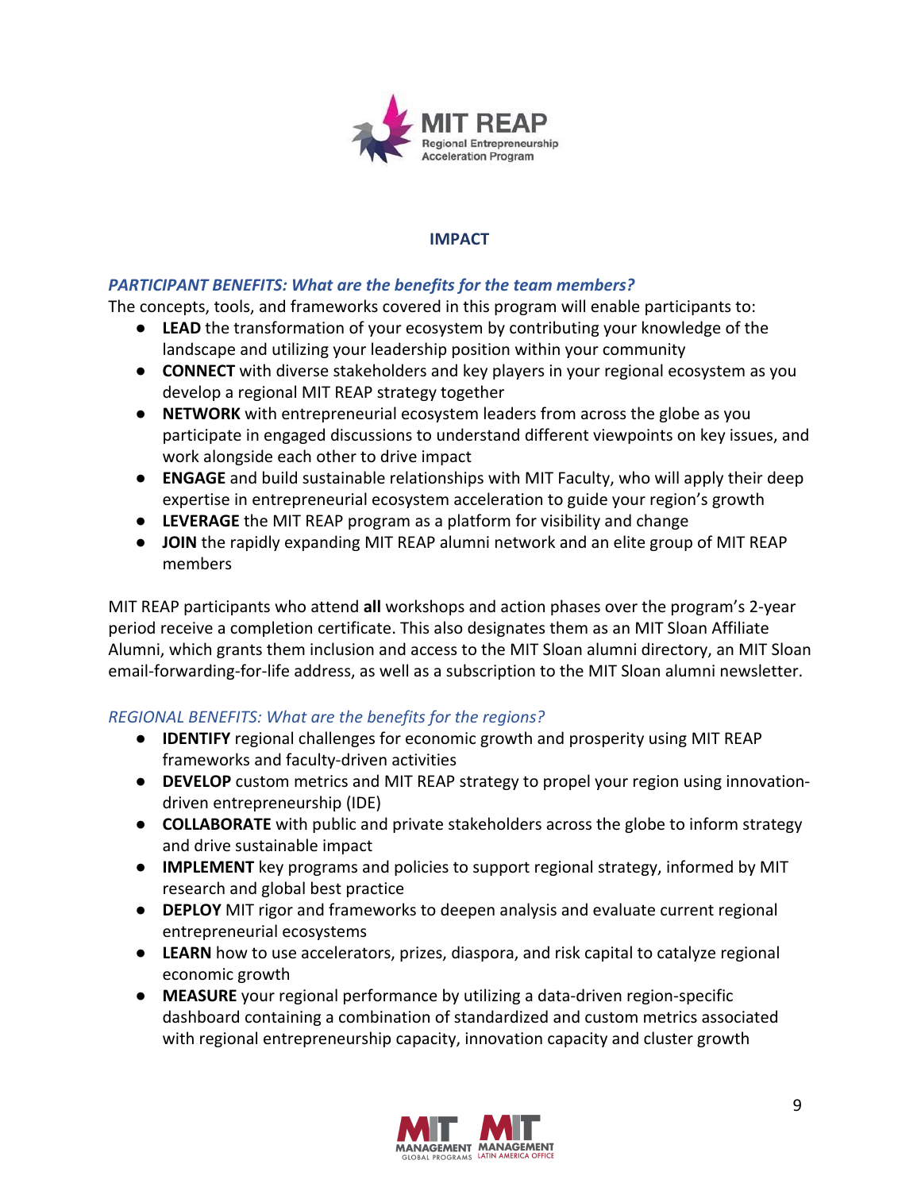## IMPACT

### *PARTICIPANT BENEFITS: What are the benefits for the team members?*

The concepts, tools, and frameworks covered in this program will enable participants to:

- **LEAD** the transformation of your ecosystem by contributing your knowledge of the landscape and utilizing your leadership position within your community
- **CONNECT** with diverse stakeholders and key players in your regional ecosystem as you develop a regional MIT REAP strategy together
- **NETWORK** with entrepreneurial ecosystem leaders from across the globe as you participate in engaged discussions to understand different viewpoints on key issues, and work alongside each other to drive impact
- **ENGAGE** and build sustainable relationships with MIT Faculty, who will apply their deep expertise in entrepreneurial ecosystem acceleration to guide your region's growth
- **LEVERAGE** the MIT REAP program as a platform for visibility and change
- **JOIN** the rapidly expanding MIT REAP alumni network and an elite group of MIT REAP members

MIT REAP participants who attend **all** workshops and action phases over the program's 2-year period receive a completion certificate. This also designates them as an MIT Sloan Affiliate Alumni, which grants them inclusion and access to the MIT Sloan alumni directory, an MIT Sloan email-forwarding-for-life address, as well as a subscription to the MIT Sloan alumni newsletter.

### *REGIONAL BENEFITS: What are the benefits for the regions?*

- **IDENTIFY** regional challenges for economic growth and prosperity using MIT REAP frameworks and faculty-driven activities
- **DEVELOP** custom metrics and MIT REAP strategy to propel your region using innovation-driven entrepreneurship (IDE)
- **COLLABORATE** with public and private stakeholders across the globe to inform strategy and drive sustainable impact
- **IMPLEMENT** key programs and policies to support regional strategy, informed by MIT research and global best practice
- **DEPLOY** MIT rigor and frameworks to deepen analysis and evaluate current regional entrepreneurial ecosystems
- **LEARN** how to use accelerators, prizes, diaspora, and risk capital to catalyze regional economic growth
- **MEASURE** your regional performance by utilizing a data-driven region-specific dashboard containing a combination of standardized and custom metrics associated with regional entrepreneurship capacity, innovation capacity and cluster growth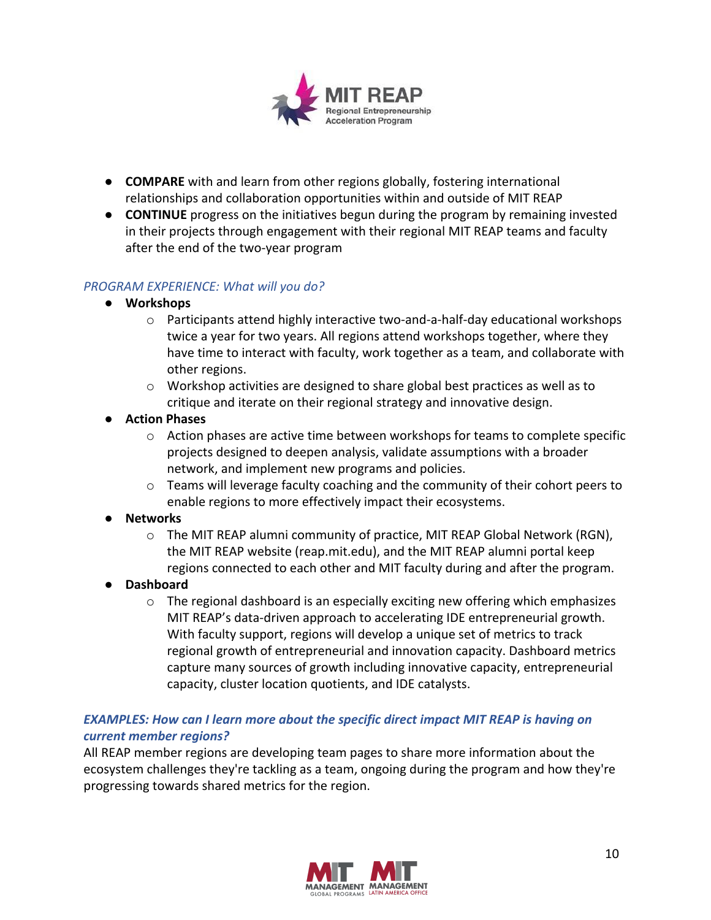- **COMPARE** with and learn from other regions globally, fostering international relationships and collaboration opportunities within and outside of MIT REAP
- **CONTINUE** progress on the initiatives begun during the program by remaining invested in their projects through engagement with their regional MIT REAP teams and faculty after the end of the two-year program

*PROGRAM EXPERIENCE: What will you do?*

- **Workshops**
  - Participants attend highly interactive two-and-a-half-day educational workshops twice a year for two years. All regions attend workshops together, where they have time to interact with faculty, work together as a team, and collaborate with other regions.
  - Workshop activities are designed to share global best practices as well as to critique and iterate on their regional strategy and innovative design.
- **Action Phases**
  - Action phases are active time between workshops for teams to complete specific projects designed to deepen analysis, validate assumptions with a broader network, and implement new programs and policies.
  - Teams will leverage faculty coaching and the community of their cohort peers to enable regions to more effectively impact their ecosystems.
- **Networks**
  - The MIT REAP alumni community of practice, MIT REAP Global Network (RGN), the MIT REAP website (reap.mit.edu), and the MIT REAP alumni portal keep regions connected to each other and MIT faculty during and after the program.
- **Dashboard**
  - The regional dashboard is an especially exciting new offering which emphasizes MIT REAP's data-driven approach to accelerating IDE entrepreneurial growth. With faculty support, regions will develop a unique set of metrics to track regional growth of entrepreneurial and innovation capacity. Dashboard metrics capture many sources of growth including innovative capacity, entrepreneurial capacity, cluster location quotients, and IDE catalysts.

***EXAMPLES: How can I learn more about the specific direct impact MIT REAP is having on current member regions?***

All REAP member regions are developing team pages to share more information about the ecosystem challenges they're tackling as a team, ongoing during the program and how they're progressing towards shared metrics for the region.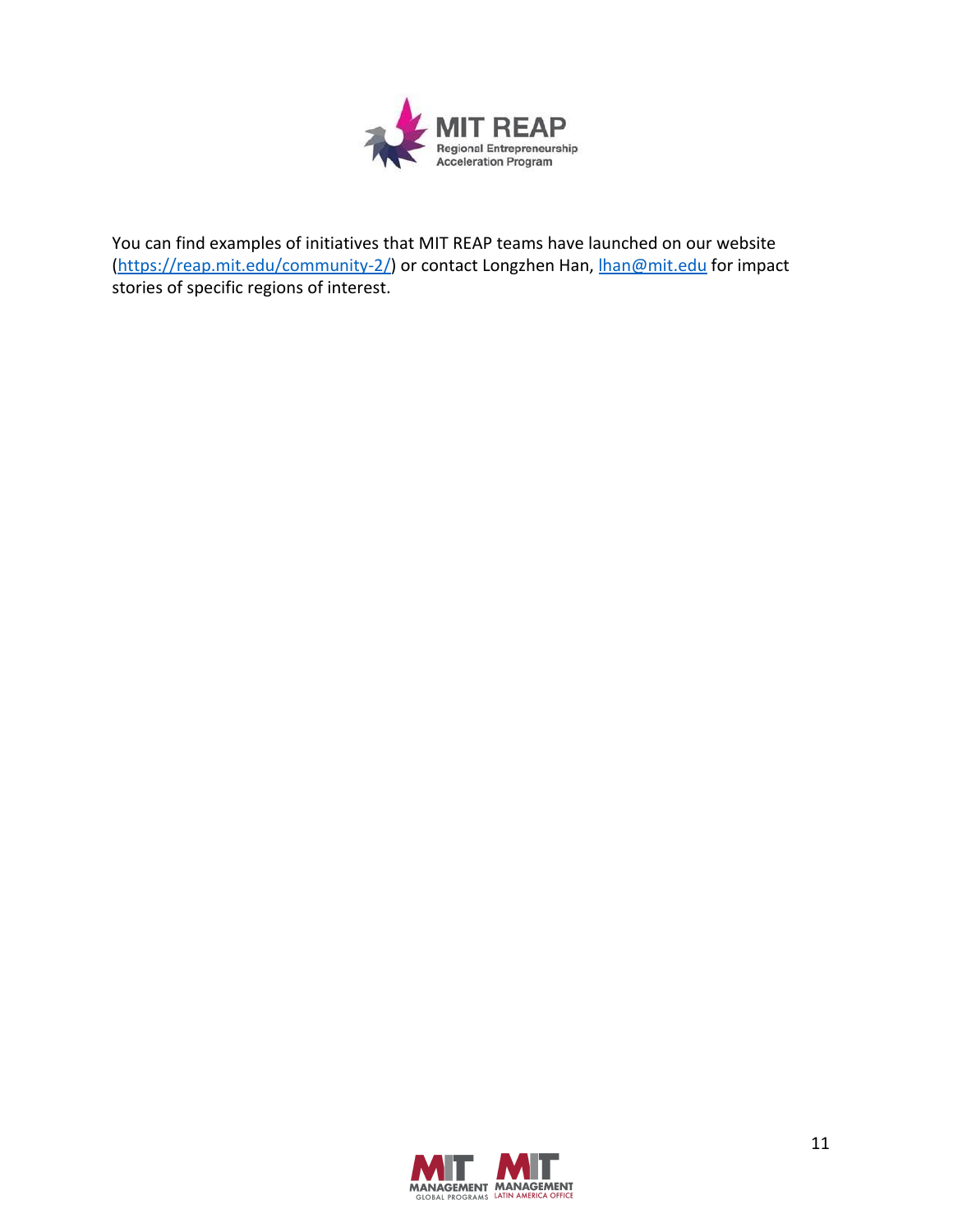You can find examples of initiatives that MIT REAP teams have launched on our website (https://reap.mit.edu/community-2/) or contact Longzhen Han, lhan@mit.edu for impact stories of specific regions of interest.